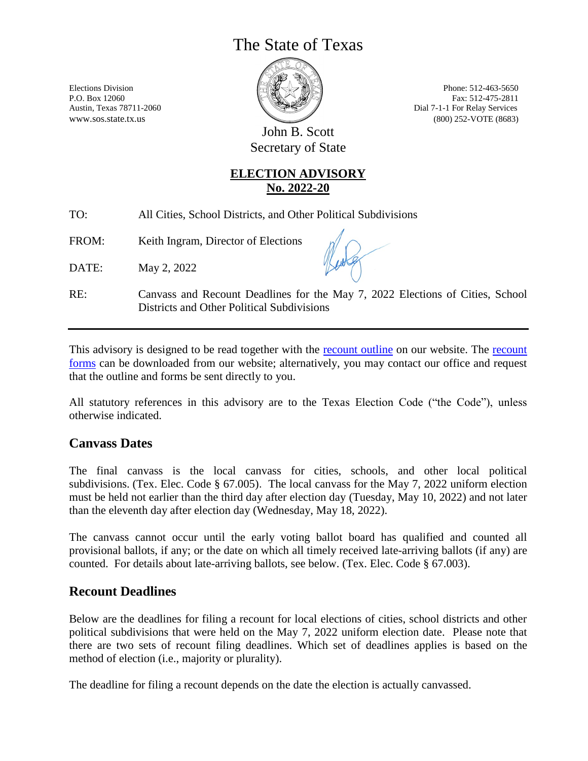# The State of Texas

Elections Division
P.O. Box 12060
Austin, Texas 78711-2060
www.sos.state.tx.us

Phone: 512-463-5650
Fax: 512-475-2811
Dial 7-1-1 For Relay Services
(800) 252-VOTE (8683)

John B. Scott
Secretary of State

**ELECTION ADVISORY**
**No. 2022-20**

TO: All Cities, School Districts, and Other Political Subdivisions

FROM: Keith Ingram, Director of Elections

DATE: May 2, 2022

RE: Canvass and Recount Deadlines for the May 7, 2022 Elections of Cities, School Districts and Other Political Subdivisions

---

This advisory is designed to be read together with the recount outline on our website. The recount forms can be downloaded from our website; alternatively, you may contact our office and request that the outline and forms be sent directly to you.

All statutory references in this advisory are to the Texas Election Code ("the Code"), unless otherwise indicated.

## Canvass Dates

The final canvass is the local canvass for cities, schools, and other local political subdivisions. (Tex. Elec. Code § 67.005). The local canvass for the May 7, 2022 uniform election must be held not earlier than the third day after election day (Tuesday, May 10, 2022) and not later than the eleventh day after election day (Wednesday, May 18, 2022).

The canvass cannot occur until the early voting ballot board has qualified and counted all provisional ballots, if any; or the date on which all timely received late-arriving ballots (if any) are counted. For details about late-arriving ballots, see below. (Tex. Elec. Code § 67.003).

## Recount Deadlines

Below are the deadlines for filing a recount for local elections of cities, school districts and other political subdivisions that were held on the May 7, 2022 uniform election date. Please note that there are two sets of recount filing deadlines. Which set of deadlines applies is based on the method of election (i.e., majority or plurality).

The deadline for filing a recount depends on the date the election is actually canvassed.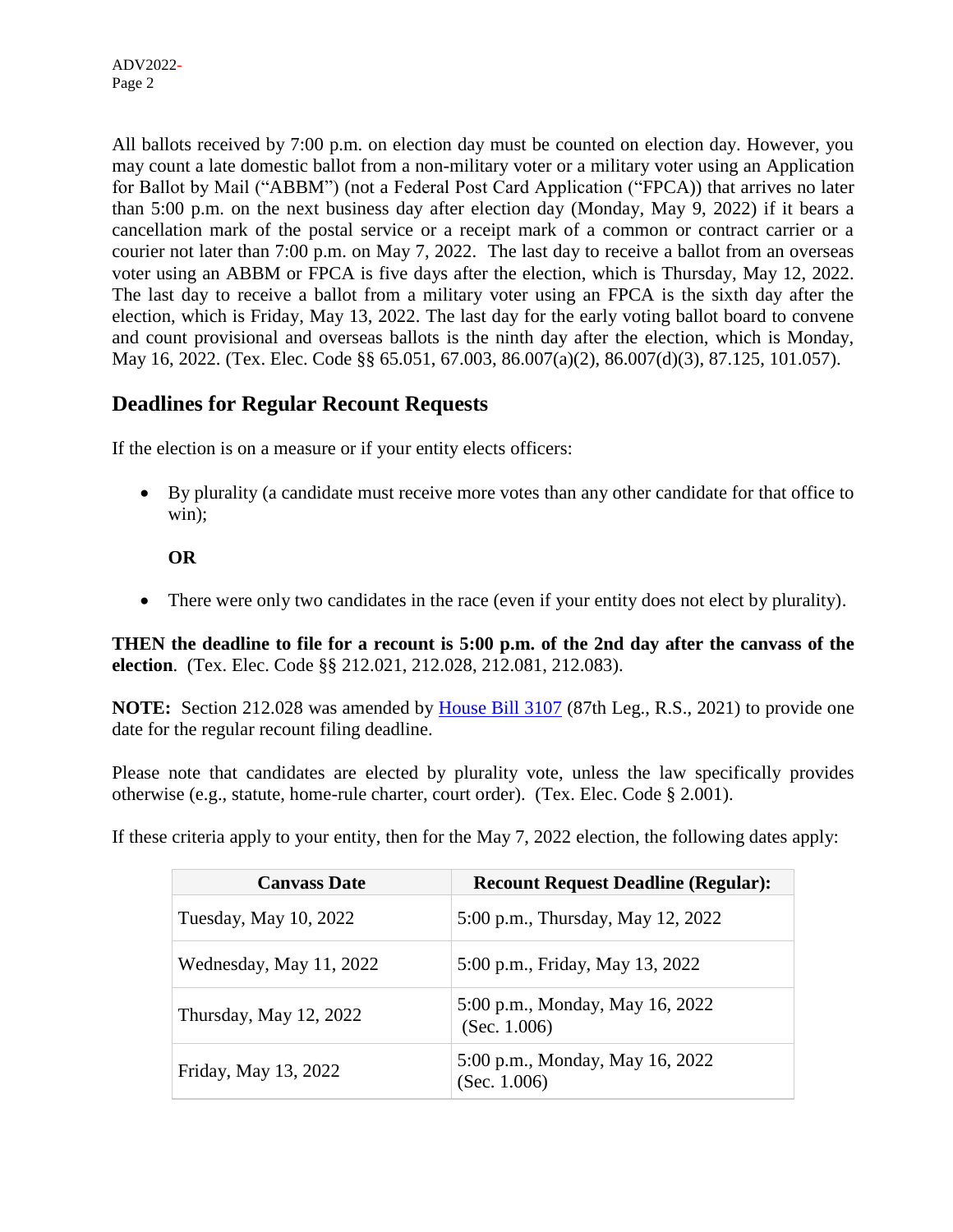All ballots received by 7:00 p.m. on election day must be counted on election day. However, you may count a late domestic ballot from a non-military voter or a military voter using an Application for Ballot by Mail ("ABBM") (not a Federal Post Card Application ("FPCA")) that arrives no later than 5:00 p.m. on the next business day after election day (Monday, May 9, 2022) if it bears a cancellation mark of the postal service or a receipt mark of a common or contract carrier or a courier not later than 7:00 p.m. on May 7, 2022. The last day to receive a ballot from an overseas voter using an ABBM or FPCA is five days after the election, which is Thursday, May 12, 2022. The last day to receive a ballot from a military voter using an FPCA is the sixth day after the election, which is Friday, May 13, 2022. The last day for the early voting ballot board to convene and count provisional and overseas ballots is the ninth day after the election, which is Monday, May 16, 2022. (Tex. Elec. Code §§ 65.051, 67.003, 86.007(a)(2), 86.007(d)(3), 87.125, 101.057).

## Deadlines for Regular Recount Requests

If the election is on a measure or if your entity elects officers:

- By plurality (a candidate must receive more votes than any other candidate for that office to win);

  **OR**

- There were only two candidates in the race (even if your entity does not elect by plurality).

**THEN the deadline to file for a recount is 5:00 p.m. of the 2nd day after the canvass of the election**. (Tex. Elec. Code §§ 212.021, 212.028, 212.081, 212.083).

**NOTE:** Section 212.028 was amended by House Bill 3107 (87th Leg., R.S., 2021) to provide one date for the regular recount filing deadline.

Please note that candidates are elected by plurality vote, unless the law specifically provides otherwise (e.g., statute, home-rule charter, court order). (Tex. Elec. Code § 2.001).

If these criteria apply to your entity, then for the May 7, 2022 election, the following dates apply:

| Canvass Date | Recount Request Deadline (Regular): |
| --- | --- |
| Tuesday, May 10, 2022 | 5:00 p.m., Thursday, May 12, 2022 |
| Wednesday, May 11, 2022 | 5:00 p.m., Friday, May 13, 2022 |
| Thursday, May 12, 2022 | 5:00 p.m., Monday, May 16, 2022 (Sec. 1.006) |
| Friday, May 13, 2022 | 5:00 p.m., Monday, May 16, 2022 (Sec. 1.006) |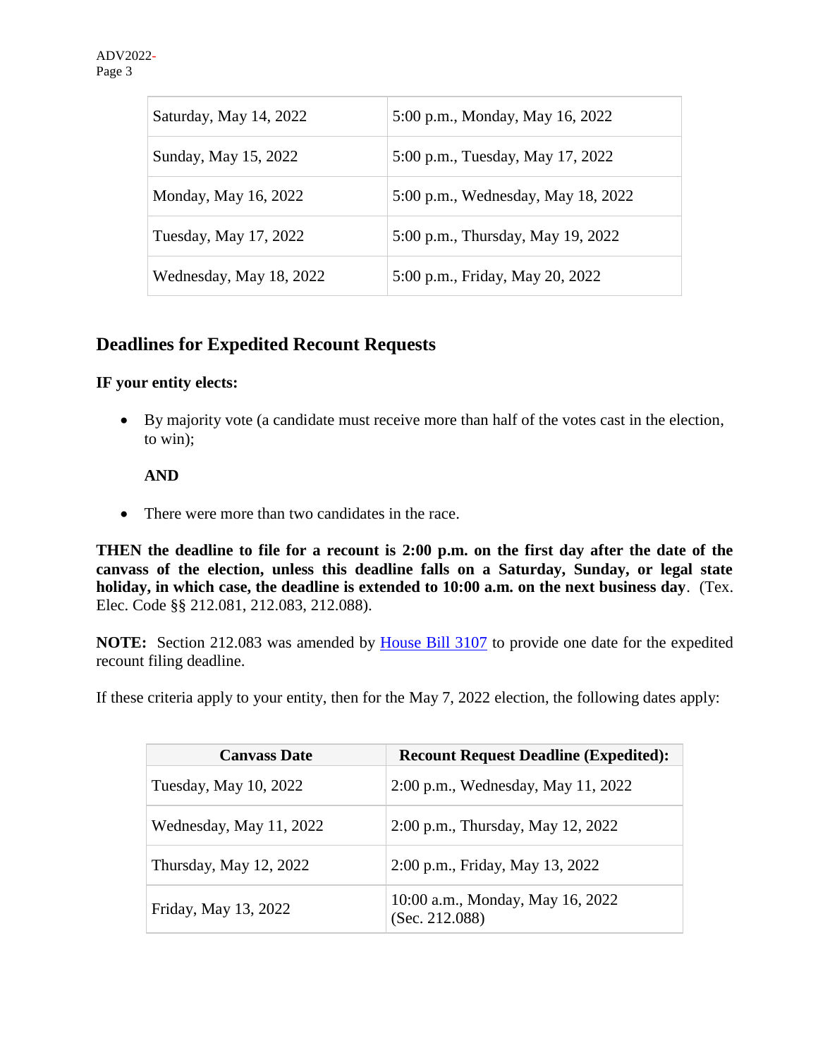| | |
|---|---|
| Saturday, May 14, 2022 | 5:00 p.m., Monday, May 16, 2022 |
| Sunday, May 15, 2022 | 5:00 p.m., Tuesday, May 17, 2022 |
| Monday, May 16, 2022 | 5:00 p.m., Wednesday, May 18, 2022 |
| Tuesday, May 17, 2022 | 5:00 p.m., Thursday, May 19, 2022 |
| Wednesday, May 18, 2022 | 5:00 p.m., Friday, May 20, 2022 |

## Deadlines for Expedited Recount Requests

**IF your entity elects:**

- By majority vote (a candidate must receive more than half of the votes cast in the election, to win);

  **AND**

- There were more than two candidates in the race.

**THEN the deadline to file for a recount is 2:00 p.m. on the first day after the date of the canvass of the election, unless this deadline falls on a Saturday, Sunday, or legal state holiday, in which case, the deadline is extended to 10:00 a.m. on the next business day**. (Tex. Elec. Code §§ 212.081, 212.083, 212.088).

**NOTE:** Section 212.083 was amended by [House Bill 3107](House Bill 3107) to provide one date for the expedited recount filing deadline.

If these criteria apply to your entity, then for the May 7, 2022 election, the following dates apply:

| Canvass Date | Recount Request Deadline (Expedited): |
|---|---|
| Tuesday, May 10, 2022 | 2:00 p.m., Wednesday, May 11, 2022 |
| Wednesday, May 11, 2022 | 2:00 p.m., Thursday, May 12, 2022 |
| Thursday, May 12, 2022 | 2:00 p.m., Friday, May 13, 2022 |
| Friday, May 13, 2022 | 10:00 a.m., Monday, May 16, 2022 (Sec. 212.088) |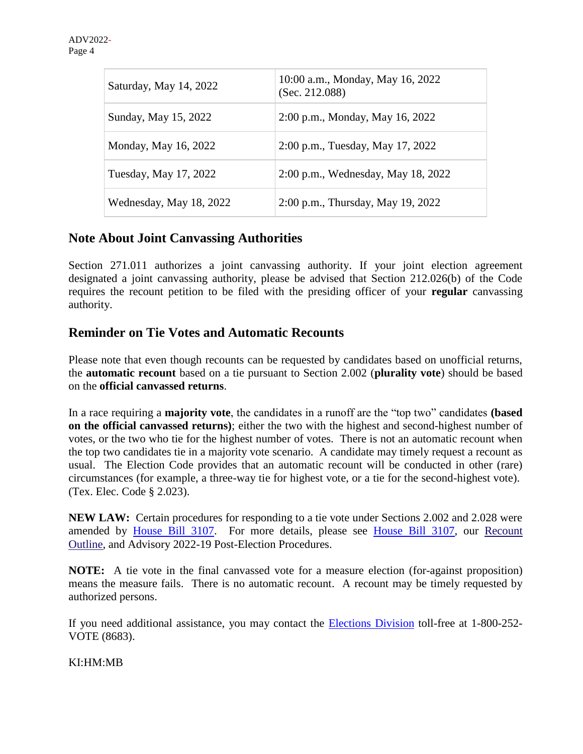| | |
|---|---|
| Saturday, May 14, 2022 | 10:00 a.m., Monday, May 16, 2022 (Sec. 212.088) |
| Sunday, May 15, 2022 | 2:00 p.m., Monday, May 16, 2022 |
| Monday, May 16, 2022 | 2:00 p.m., Tuesday, May 17, 2022 |
| Tuesday, May 17, 2022 | 2:00 p.m., Wednesday, May 18, 2022 |
| Wednesday, May 18, 2022 | 2:00 p.m., Thursday, May 19, 2022 |

## Note About Joint Canvassing Authorities

Section 271.011 authorizes a joint canvassing authority. If your joint election agreement designated a joint canvassing authority, please be advised that Section 212.026(b) of the Code requires the recount petition to be filed with the presiding officer of your **regular** canvassing authority.

## Reminder on Tie Votes and Automatic Recounts

Please note that even though recounts can be requested by candidates based on unofficial returns, the **automatic recount** based on a tie pursuant to Section 2.002 (**plurality vote**) should be based on the **official canvassed returns**.

In a race requiring a **majority vote**, the candidates in a runoff are the "top two" candidates **(based on the official canvassed returns)**; either the two with the highest and second-highest number of votes, or the two who tie for the highest number of votes. There is not an automatic recount when the top two candidates tie in a majority vote scenario. A candidate may timely request a recount as usual. The Election Code provides that an automatic recount will be conducted in other (rare) circumstances (for example, a three-way tie for highest vote, or a tie for the second-highest vote). (Tex. Elec. Code § 2.023).

**NEW LAW:** Certain procedures for responding to a tie vote under Sections 2.002 and 2.028 were amended by House Bill 3107. For more details, please see House Bill 3107, our Recount Outline, and Advisory 2022-19 Post-Election Procedures.

**NOTE:** A tie vote in the final canvassed vote for a measure election (for-against proposition) means the measure fails. There is no automatic recount. A recount may be timely requested by authorized persons.

If you need additional assistance, you may contact the Elections Division toll-free at 1-800-252-VOTE (8683).

KI:HM:MB